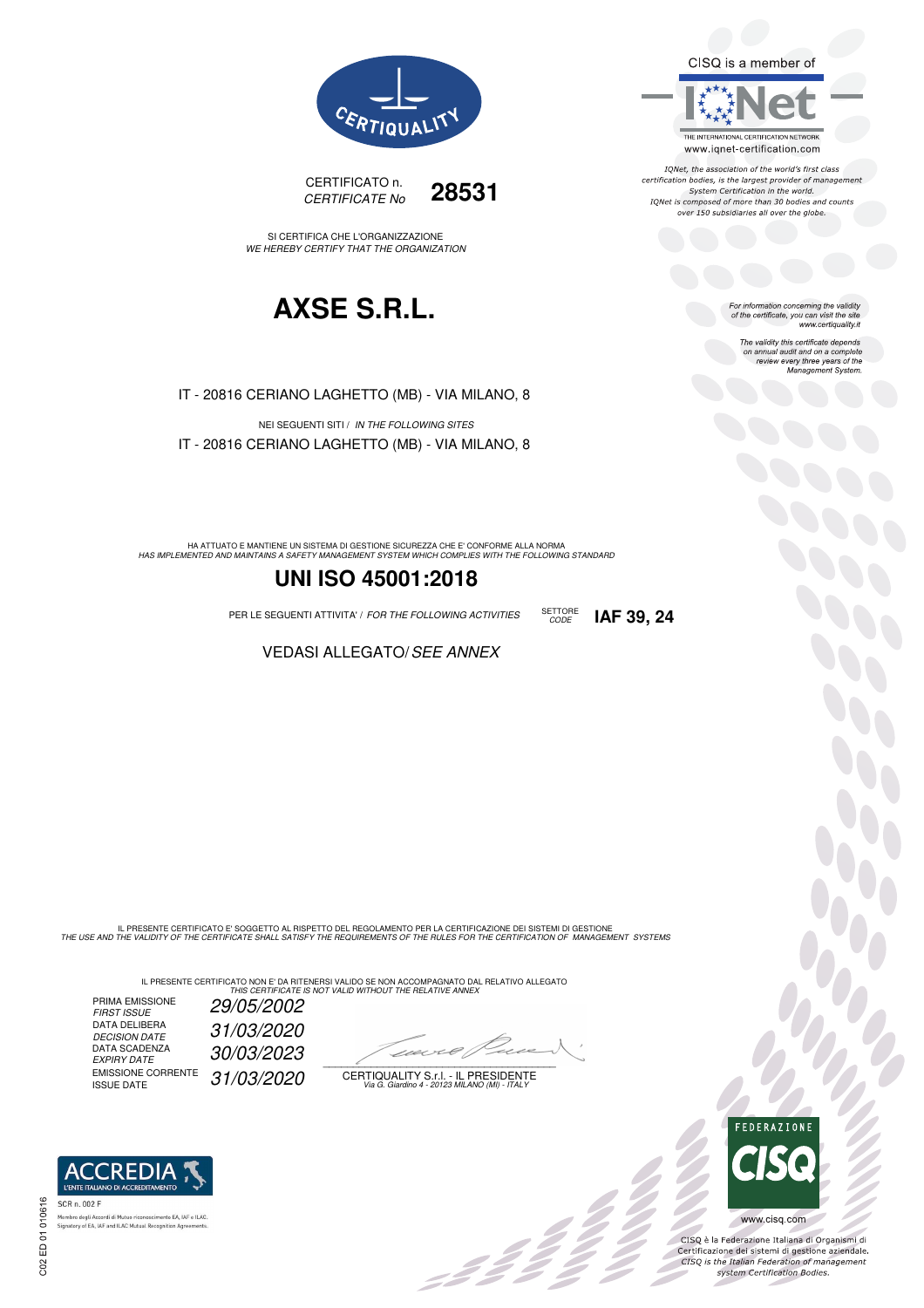CERTIQUALITY

CERTIFICATO n. **28531**
*CERTIFICATE No*

SI CERTIFICA CHE L'ORGANIZZAZIONE
*WE HEREBY CERTIFY THAT THE ORGANIZATION*

# AXSE S.R.L.

IT - 20816 CERIANO LAGHETTO (MB) - VIA MILANO, 8

NEI SEGUENTI SITI / *IN THE FOLLOWING SITES*

IT - 20816 CERIANO LAGHETTO (MB) - VIA MILANO, 8

HA ATTUATO E MANTIENE UN SISTEMA DI GESTIONE SICUREZZA CHE E' CONFORME ALLA NORMA
*HAS IMPLEMENTED AND MAINTAINS A SAFETY MANAGEMENT SYSTEM WHICH COMPLIES WITH THE FOLLOWING STANDARD*

## UNI ISO 45001:2018

PER LE SEGUENTI ATTIVITA' / *FOR THE FOLLOWING ACTIVITIES* SETTORE *CODE* **IAF 39, 24**

VEDASI ALLEGATO/ *SEE ANNEX*

CISQ is a member of IQNet
THE INTERNATIONAL CERTIFICATION NETWORK
www.iqnet-certification.com

*IQNet, the association of the world's first class certification bodies, is the largest provider of management System Certification in the world. IQNet is composed of more than 30 bodies and counts over 150 subsidiaries all over the globe.*

*For information concerning the validity of the certificate, you can visit the site www.certiquality.it*

*The validity this certificate depends on annual audit and on a complete review every three years of the Management System.*

IL PRESENTE CERTIFICATO E' SOGGETTO AL RISPETTO DEL REGOLAMENTO PER LA CERTIFICAZIONE DEI SISTEMI DI GESTIONE
*THE USE AND THE VALIDITY OF THE CERTIFICATE SHALL SATISFY THE REQUIREMENTS OF THE RULES FOR THE CERTIFICATION OF MANAGEMENT SYSTEMS*

IL PRESENTE CERTIFICATO NON E' DA RITENERSI VALIDO SE NON ACCOMPAGNATO DAL RELATIVO ALLEGATO
*THIS CERTIFICATE IS NOT VALID WITHOUT THE RELATIVE ANNEX*

| | |
|---|---|
| PRIMA EMISSIONE *FIRST ISSUE* | *29/05/2002* |
| DATA DELIBERA *DECISION DATE* | *31/03/2020* |
| DATA SCADENZA *EXPIRY DATE* | *30/03/2023* |
| EMISSIONE CORRENTE *ISSUE DATE* | *31/03/2020* |

CERTIQUALITY S.r.l. - IL PRESIDENTE
*Via G. Giardino 4 - 20123 MILANO (MI) - ITALY*

ACCREDIA L'ENTE ITALIANO DI ACCREDITAMENTO
SCR n. 002 F
Membro degli Accordi di Mutuo riconoscimento EA, IAF e ILAC.
Signatory of EA, IAF and ILAC Mutual Recognition Agreements.

FEDERAZIONE CISQ
www.cisq.com

CISQ è la Federazione Italiana di Organismi di Certificazione dei sistemi di gestione aziendale.
*CISQ is the Italian Federation of management system Certification Bodies.*

C02 ED 01 010616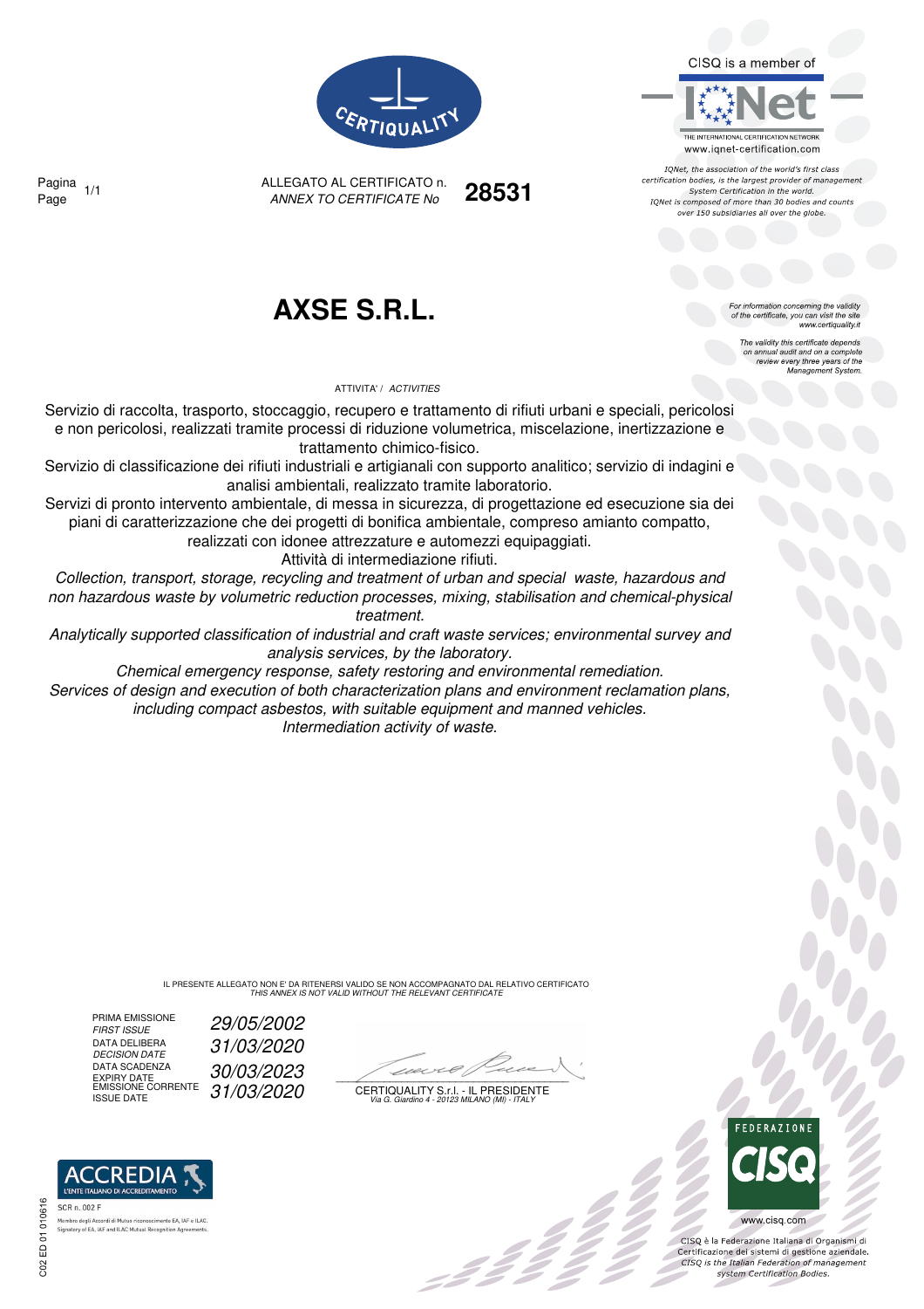CERTIQUALITY

CISQ is a member of IQNet — THE INTERNATIONAL CERTIFICATION NETWORK — www.iqnet-certification.com

*IQNet, the association of the world's first class certification bodies, is the largest provider of management System Certification in the world. IQNet is composed of more than 30 bodies and counts over 150 subsidiaries all over the globe.*

Pagina / *Page* 1/1

ALLEGATO AL CERTIFICATO n. / *ANNEX TO CERTIFICATE No* **28531**

# AXSE S.R.L.

*For information concerning the validity of the certificate, you can visit the site www.certiquality.it*

*The validity this certificate depends on annual audit and on a complete review every three years of the Management System.*

ATTIVITA' / *ACTIVITIES*

Servizio di raccolta, trasporto, stoccaggio, recupero e trattamento di rifiuti urbani e speciali, pericolosi e non pericolosi, realizzati tramite processi di riduzione volumetrica, miscelazione, inertizzazione e trattamento chimico-fisico.
Servizio di classificazione dei rifiuti industriali e artigianali con supporto analitico; servizio di indagini e analisi ambientali, realizzato tramite laboratorio.
Servizi di pronto intervento ambientale, di messa in sicurezza, di progettazione ed esecuzione sia dei piani di caratterizzazione che dei progetti di bonifica ambientale, compreso amianto compatto, realizzati con idonee attrezzature e automezzi equipaggiati.
Attività di intermediazione rifiuti.

*Collection, transport, storage, recycling and treatment of urban and special waste, hazardous and non hazardous waste by volumetric reduction processes, mixing, stabilisation and chemical-physical treatment.*
*Analytically supported classification of industrial and craft waste services; environmental survey and analysis services, by the laboratory.*
*Chemical emergency response, safety restoring and environmental remediation.*
*Services of design and execution of both characterization plans and environment reclamation plans, including compact asbestos, with suitable equipment and manned vehicles.*
*Intermediation activity of waste.*

IL PRESENTE ALLEGATO NON E' DA RITENERSI VALIDO SE NON ACCOMPAGNATO DAL RELATIVO CERTIFICATO
*THIS ANNEX IS NOT VALID WITHOUT THE RELEVANT CERTIFICATE*

| | |
|---|---|
| PRIMA EMISSIONE / *FIRST ISSUE* | *29/05/2002* |
| DATA DELIBERA / *DECISION DATE* | *31/03/2020* |
| DATA SCADENZA / *EXPIRY DATE* | *30/03/2023* |
| EMISSIONE CORRENTE / *ISSUE DATE* | *31/03/2020* |

CERTIQUALITY S.r.l. - IL PRESIDENTE
*Via G. Giardino 4 - 20123 MILANO (MI) - ITALY*

ACCREDIA — L'ENTE ITALIANO DI ACCREDITAMENTO
SCR n. 002 F
Membro degli Accordi di Mutuo riconoscimento EA, IAF e ILAC.
Signatory of EA, IAF and ILAC Mutual Recognition Agreements.

FEDERAZIONE CISQ
www.cisq.com
CISQ è la Federazione Italiana di Organismi di Certificazione dei sistemi di gestione aziendale.
*CISQ is the Italian Federation of management system Certification Bodies.*

C02 ED 01 010616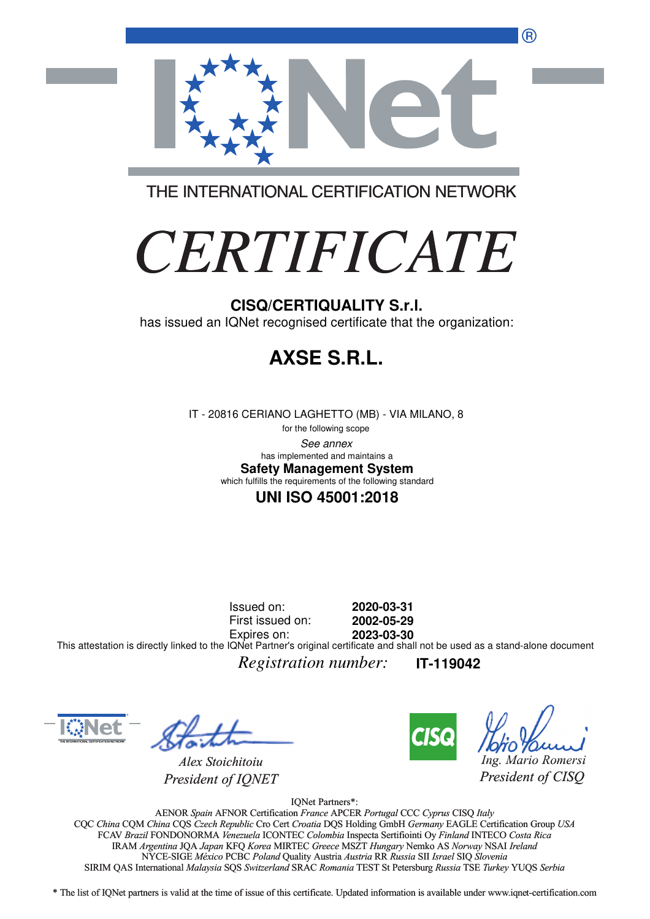THE INTERNATIONAL CERTIFICATION NETWORK

# *CERTIFICATE*

**CISQ/CERTIQUALITY S.r.l.**

has issued an IQNet recognised certificate that the organization:

## AXSE S.R.L.

IT - 20816 CERIANO LAGHETTO (MB) - VIA MILANO, 8

for the following scope

*See annex*

has implemented and maintains a

**Safety Management System**

which fulfills the requirements of the following standard

**UNI ISO 45001:2018**

Issued on: **2020-03-31**
First issued on: **2002-05-29**
Expires on: **2023-03-30**

This attestation is directly linked to the IQNet Partner's original certificate and shall not be used as a stand-alone document

*Registration number:* **IT-119042**

*Alex Stoichitoiu*
*President of IQNET*

*Ing. Mario Romersi*
*President of CISQ*

IQNet Partners*:

AENOR *Spain* AFNOR Certification *France* APCER *Portugal* CCC *Cyprus* CISQ *Italy*
CQC *China* CQM *China* CQS *Czech Republic* Cro Cert *Croatia* DQS Holding GmbH *Germany* EAGLE Certification Group *USA*
FCAV *Brazil* FONDONORMA *Venezuela* ICONTEC *Colombia* Inspecta Sertifiointi Oy *Finland* INTECO *Costa Rica*
IRAM *Argentina* JQA *Japan* KFQ *Korea* MIRTEC *Greece* MSZT *Hungary* Nemko AS *Norway* NSAI *Ireland*
NYCE-SIGE *México* PCBC *Poland* Quality Austria *Austria* RR *Russia* SII *Israel* SIQ *Slovenia*
SIRIM QAS International *Malaysia* SQS *Switzerland* SRAC *Romania* TEST St Petersburg *Russia* TSE *Turkey* YUQS *Serbia*

* The list of IQNet partners is valid at the time of issue of this certificate. Updated information is available under www.iqnet-certification.com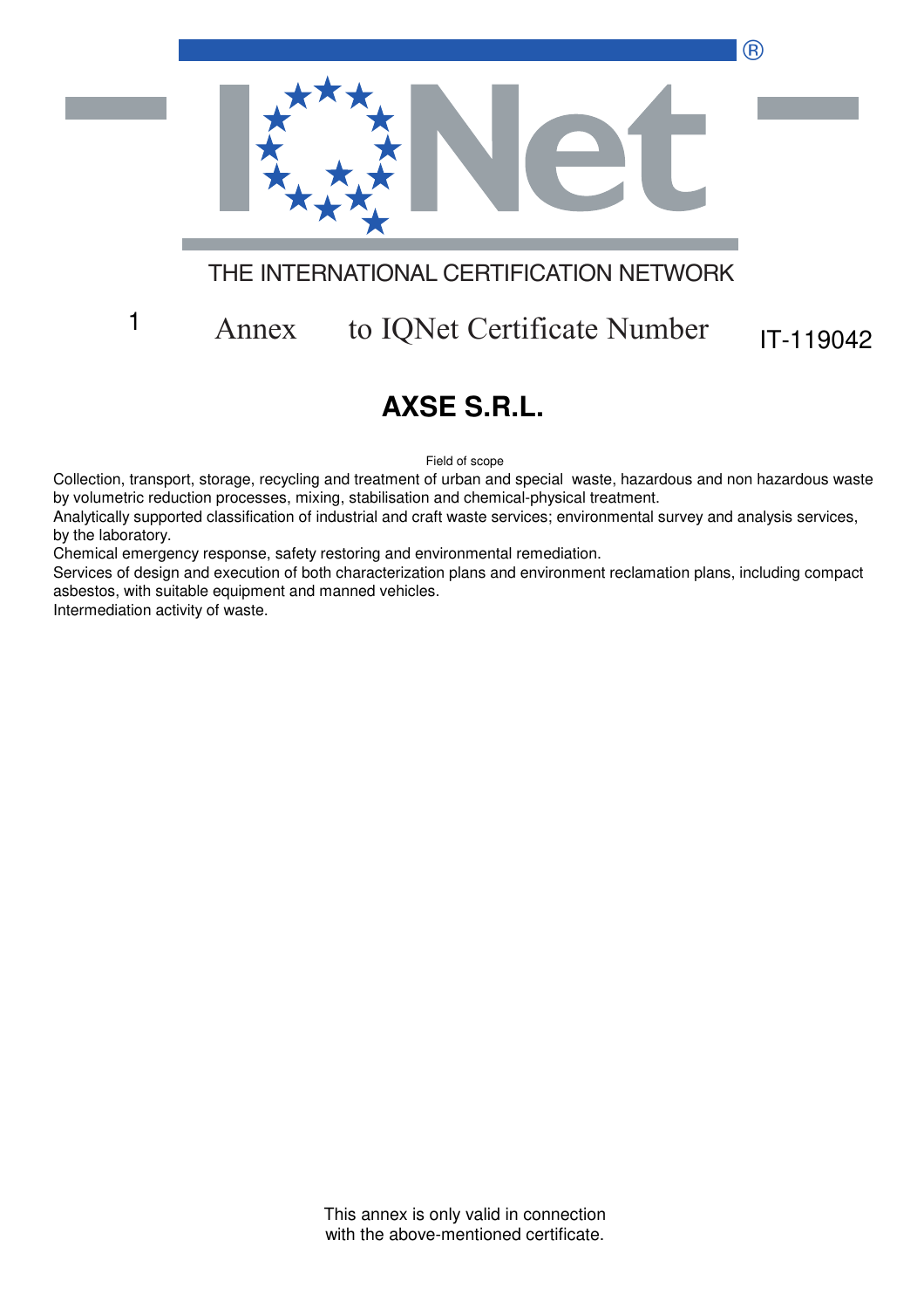THE INTERNATIONAL CERTIFICATION NETWORK

1 Annex to IQNet Certificate Number IT-119042

# AXSE S.R.L.

Field of scope

Collection, transport, storage, recycling and treatment of urban and special waste, hazardous and non hazardous waste by volumetric reduction processes, mixing, stabilisation and chemical-physical treatment.
Analytically supported classification of industrial and craft waste services; environmental survey and analysis services, by the laboratory.
Chemical emergency response, safety restoring and environmental remediation.
Services of design and execution of both characterization plans and environment reclamation plans, including compact asbestos, with suitable equipment and manned vehicles.
Intermediation activity of waste.

This annex is only valid in connection with the above-mentioned certificate.